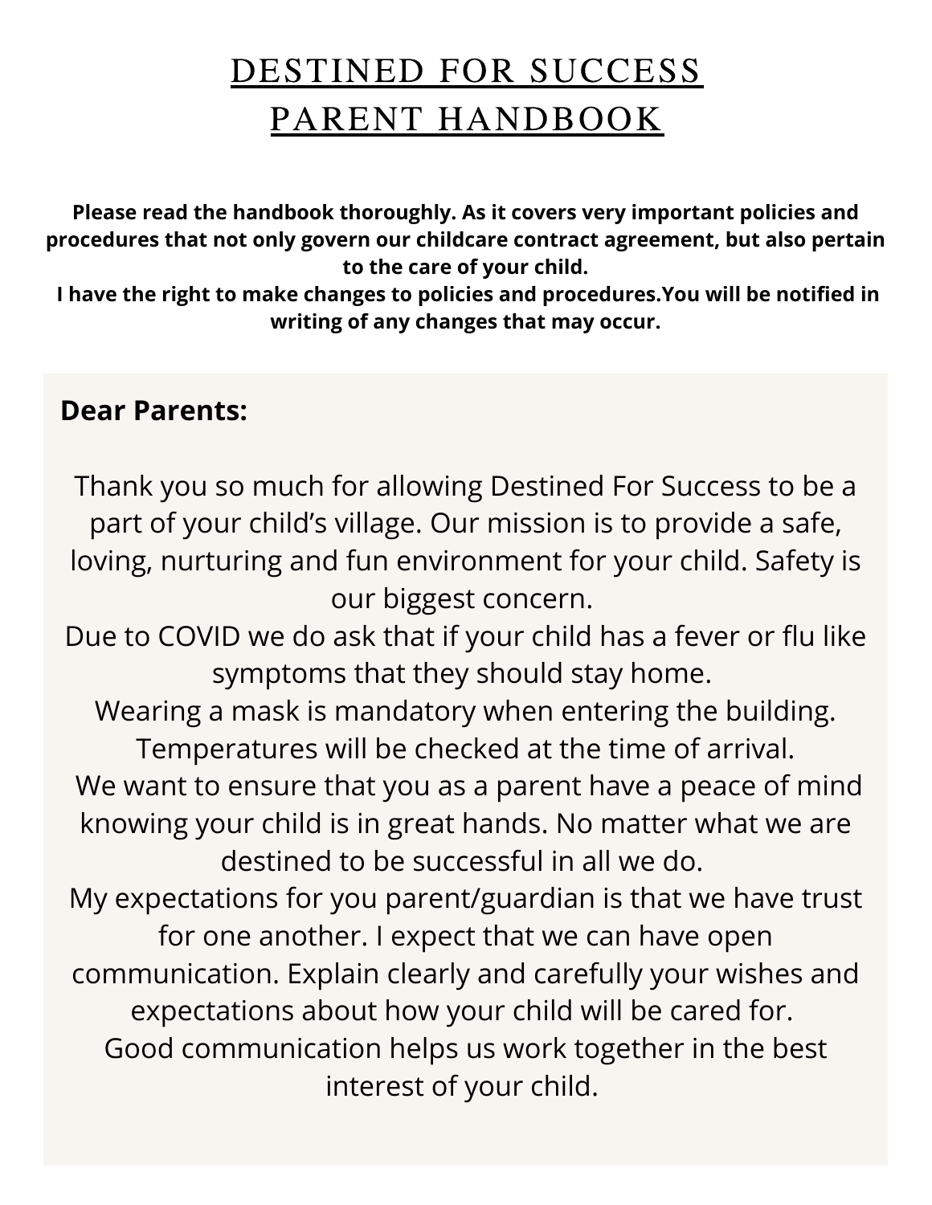# DESTINED FOR SUCCESS PARENT HANDBOOK

**Please read the handbook thoroughly. As it covers very important policies and procedures that not only govern our childcare contract agreement, but also pertain to the care of your child.**
**I have the right to make changes to policies and procedures.You will be notified in writing of any changes that may occur.**

**Dear Parents:**

Thank you so much for allowing Destined For Success to be a part of your child's village. Our mission is to provide a safe, loving, nurturing and fun environment for your child. Safety is our biggest concern.
Due to COVID we do ask that if your child has a fever or flu like symptoms that they should stay home.
Wearing a mask is mandatory when entering the building.
Temperatures will be checked at the time of arrival.
We want to ensure that you as a parent have a peace of mind knowing your child is in great hands. No matter what we are destined to be successful in all we do.
My expectations for you parent/guardian is that we have trust for one another. I expect that we can have open communication. Explain clearly and carefully your wishes and expectations about how your child will be cared for.
Good communication helps us work together in the best interest of your child.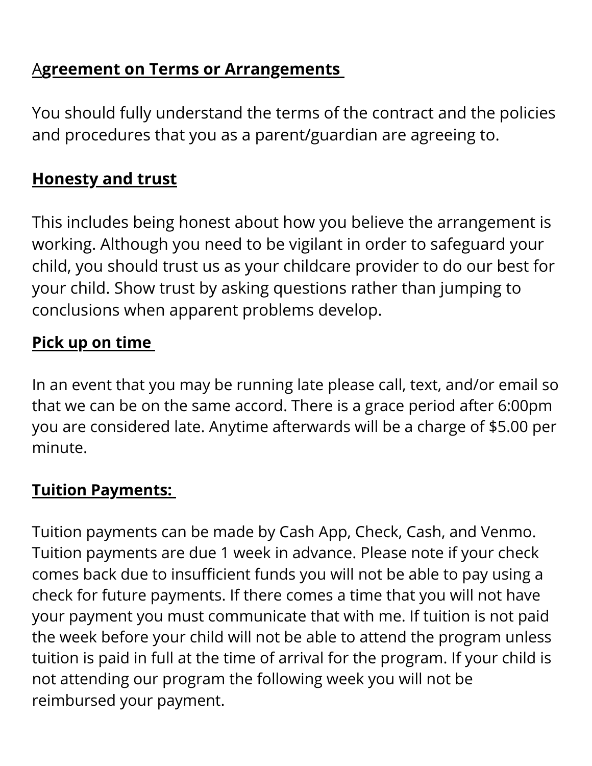**Agreement on Terms or Arrangements**

You should fully understand the terms of the contract and the policies and procedures that you as a parent/guardian are agreeing to.

**Honesty and trust**

This includes being honest about how you believe the arrangement is working. Although you need to be vigilant in order to safeguard your child, you should trust us as your childcare provider to do our best for your child. Show trust by asking questions rather than jumping to conclusions when apparent problems develop.

**Pick up on time**

In an event that you may be running late please call, text, and/or email so that we can be on the same accord. There is a grace period after 6:00pm you are considered late. Anytime afterwards will be a charge of $5.00 per minute.

**Tuition Payments:**

Tuition payments can be made by Cash App, Check, Cash, and Venmo. Tuition payments are due 1 week in advance. Please note if your check comes back due to insufficient funds you will not be able to pay using a check for future payments. If there comes a time that you will not have your payment you must communicate that with me. If tuition is not paid the week before your child will not be able to attend the program unless tuition is paid in full at the time of arrival for the program. If your child is not attending our program the following week you will not be reimbursed your payment.